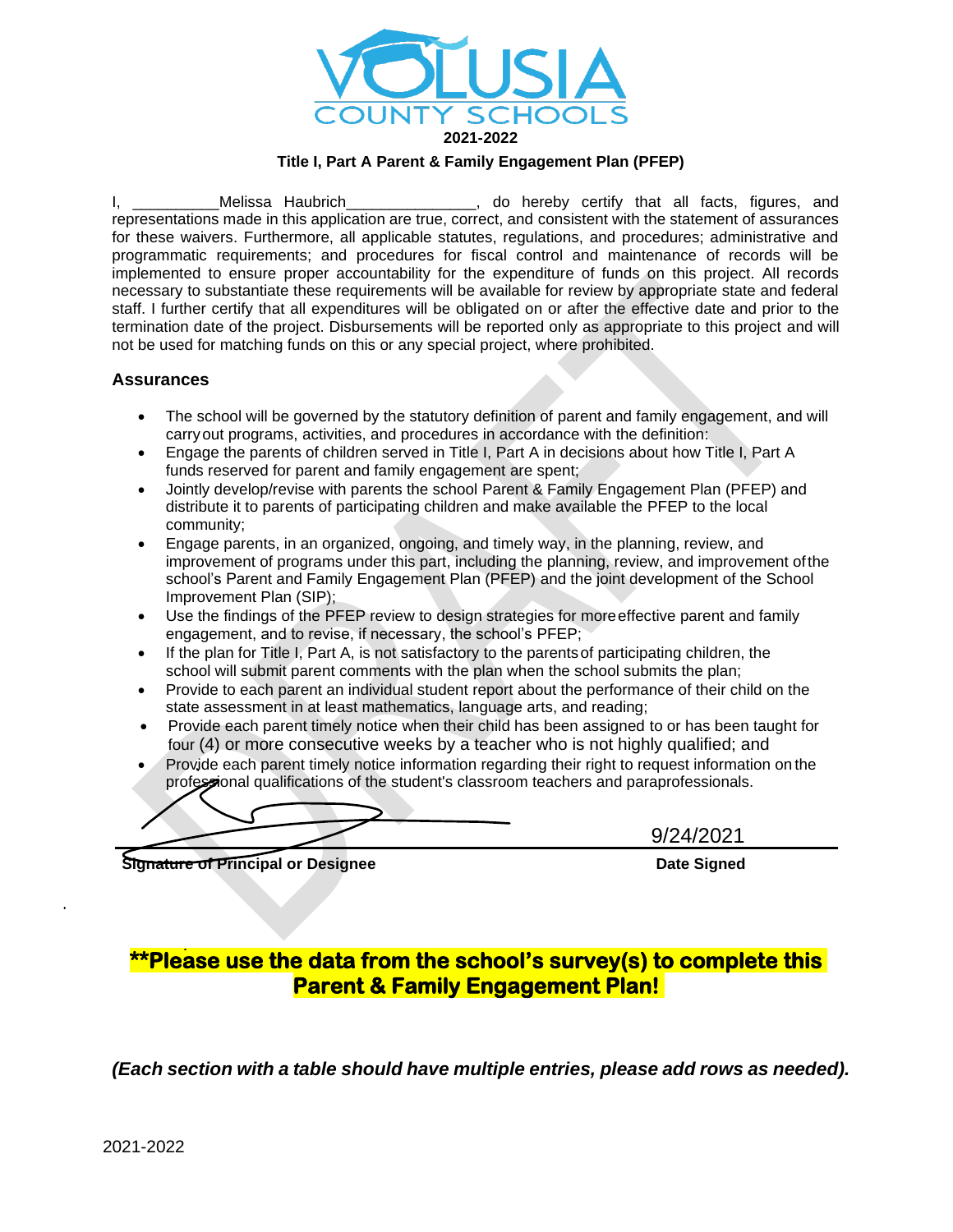VOLUSIA COUNTY SCHOOLS

**2021-2022**

**Title I, Part A Parent & Family Engagement Plan (PFEP)**

I, __________Melissa Haubrich_______________, do hereby certify that all facts, figures, and representations made in this application are true, correct, and consistent with the statement of assurances for these waivers. Furthermore, all applicable statutes, regulations, and procedures; administrative and programmatic requirements; and procedures for fiscal control and maintenance of records will be implemented to ensure proper accountability for the expenditure of funds on this project. All records necessary to substantiate these requirements will be available for review by appropriate state and federal staff. I further certify that all expenditures will be obligated on or after the effective date and prior to the termination date of the project. Disbursements will be reported only as appropriate to this project and will not be used for matching funds on this or any special project, where prohibited.

## Assurances

- The school will be governed by the statutory definition of parent and family engagement, and will carry out programs, activities, and procedures in accordance with the definition:
- Engage the parents of children served in Title I, Part A in decisions about how Title I, Part A funds reserved for parent and family engagement are spent;
- Jointly develop/revise with parents the school Parent & Family Engagement Plan (PFEP) and distribute it to parents of participating children and make available the PFEP to the local community;
- Engage parents, in an organized, ongoing, and timely way, in the planning, review, and improvement of programs under this part, including the planning, review, and improvement of the school's Parent and Family Engagement Plan (PFEP) and the joint development of the School Improvement Plan (SIP);
- Use the findings of the PFEP review to design strategies for more effective parent and family engagement, and to revise, if necessary, the school's PFEP;
- If the plan for Title I, Part A, is not satisfactory to the parents of participating children, the school will submit parent comments with the plan when the school submits the plan;
- Provide to each parent an individual student report about the performance of their child on the state assessment in at least mathematics, language arts, and reading;
- Provide each parent timely notice when their child has been assigned to or has been taught for four (4) or more consecutive weeks by a teacher who is not highly qualified; and
- Provide each parent timely notice information regarding their right to request information on the professional qualifications of the student's classroom teachers and paraprofessionals.

| | |
|---|---|
| _______________________________ | 9/24/2021 |
| **Signature of Principal or Designee** | **Date Signed** |

**\*\*Please use the data from the school's survey(s) to complete this Parent & Family Engagement Plan!**

***(Each section with a table should have multiple entries, please add rows as needed).***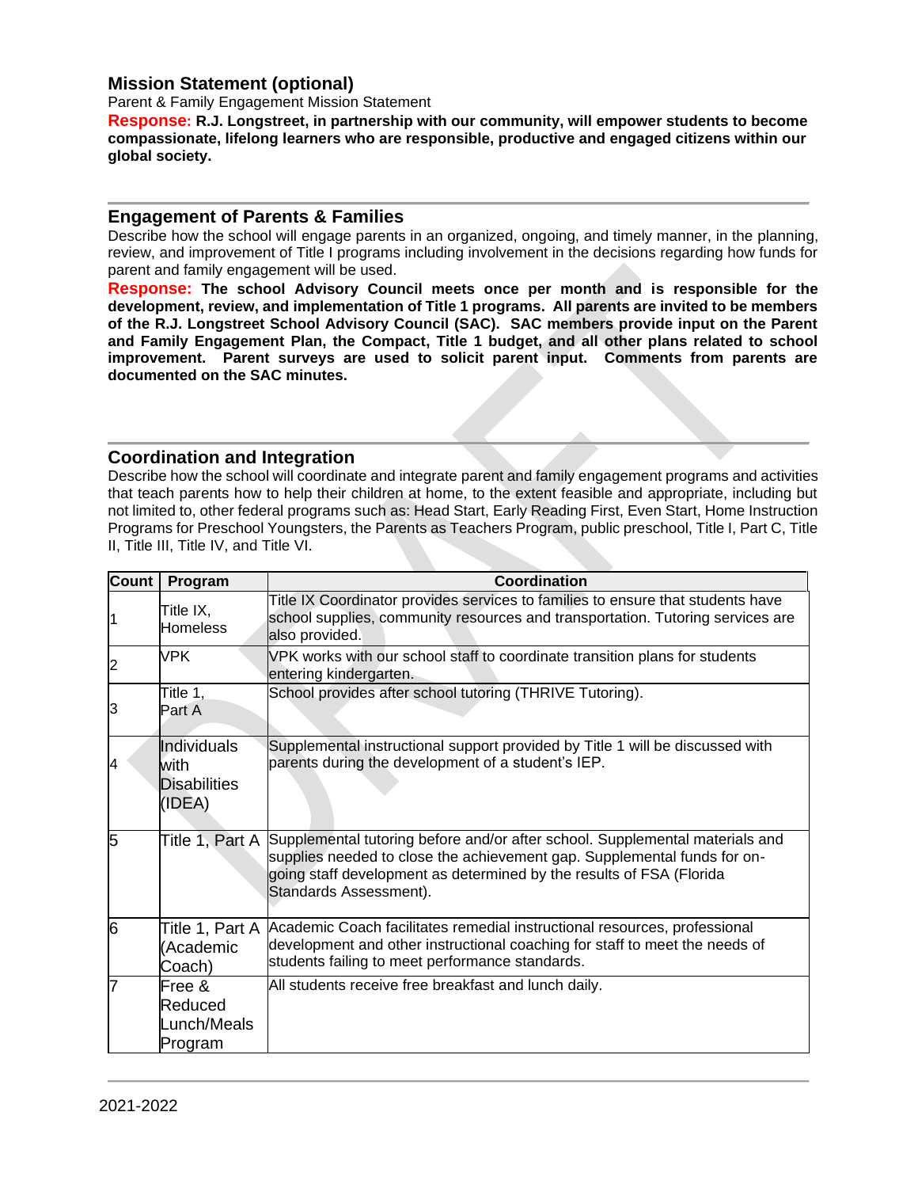## Mission Statement (optional)

Parent & Family Engagement Mission Statement

**Response: R.J. Longstreet, in partnership with our community, will empower students to become compassionate, lifelong learners who are responsible, productive and engaged citizens within our global society.**

## Engagement of Parents & Families

Describe how the school will engage parents in an organized, ongoing, and timely manner, in the planning, review, and improvement of Title I programs including involvement in the decisions regarding how funds for parent and family engagement will be used.

**Response: The school Advisory Council meets once per month and is responsible for the development, review, and implementation of Title 1 programs. All parents are invited to be members of the R.J. Longstreet School Advisory Council (SAC). SAC members provide input on the Parent and Family Engagement Plan, the Compact, Title 1 budget, and all other plans related to school improvement. Parent surveys are used to solicit parent input. Comments from parents are documented on the SAC minutes.**

## Coordination and Integration

Describe how the school will coordinate and integrate parent and family engagement programs and activities that teach parents how to help their children at home, to the extent feasible and appropriate, including but not limited to, other federal programs such as: Head Start, Early Reading First, Even Start, Home Instruction Programs for Preschool Youngsters, the Parents as Teachers Program, public preschool, Title I, Part C, Title II, Title III, Title IV, and Title VI.

| Count | Program | Coordination |
|---|---|---|
| 1 | Title IX, Homeless | Title IX Coordinator provides services to families to ensure that students have school supplies, community resources and transportation. Tutoring services are also provided. |
| 2 | VPK | VPK works with our school staff to coordinate transition plans for students entering kindergarten. |
| 3 | Title 1, Part A | School provides after school tutoring (THRIVE Tutoring). |
| 4 | Individuals with Disabilities (IDEA) | Supplemental instructional support provided by Title 1 will be discussed with parents during the development of a student's IEP. |
| 5 | Title 1, Part A | Supplemental tutoring before and/or after school. Supplemental materials and supplies needed to close the achievement gap. Supplemental funds for on-going staff development as determined by the results of FSA (Florida Standards Assessment). |
| 6 | Title 1, Part A (Academic Coach) | Academic Coach facilitates remedial instructional resources, professional development and other instructional coaching for staff to meet the needs of students failing to meet performance standards. |
| 7 | Free & Reduced Lunch/Meals Program | All students receive free breakfast and lunch daily. |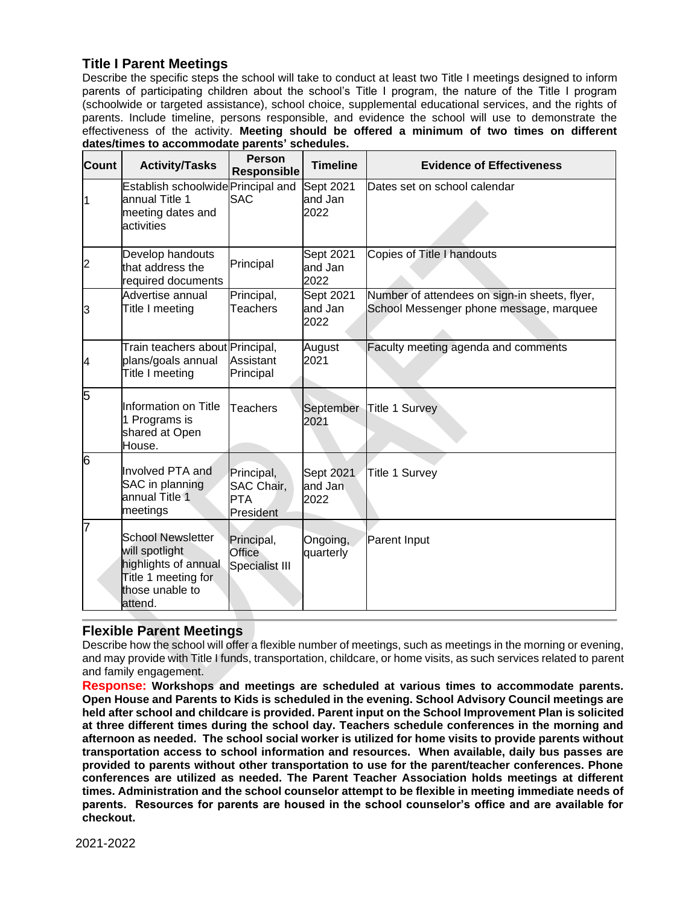## Title I Parent Meetings

Describe the specific steps the school will take to conduct at least two Title I meetings designed to inform parents of participating children about the school's Title I program, the nature of the Title I program (schoolwide or targeted assistance), school choice, supplemental educational services, and the rights of parents. Include timeline, persons responsible, and evidence the school will use to demonstrate the effectiveness of the activity. **Meeting should be offered a minimum of two times on different dates/times to accommodate parents' schedules.**

| Count | Activity/Tasks | Person Responsible | Timeline | Evidence of Effectiveness |
|---|---|---|---|---|
| 1 | Establish schoolwide annual Title 1 meeting dates and activities | Principal and SAC | Sept 2021 and Jan 2022 | Dates set on school calendar |
| 2 | Develop handouts that address the required documents | Principal | Sept 2021 and Jan 2022 | Copies of Title I handouts |
| 3 | Advertise annual Title I meeting | Principal, Teachers | Sept 2021 and Jan 2022 | Number of attendees on sign-in sheets, flyer, School Messenger phone message, marquee |
| 4 | Train teachers about plans/goals annual Title I meeting | Principal, Assistant Principal | August 2021 | Faculty meeting agenda and comments |
| 5 | Information on Title 1 Programs is shared at Open House. | Teachers | September 2021 | Title 1 Survey |
| 6 | Involved PTA and SAC in planning annual Title 1 meetings | Principal, SAC Chair, PTA President | Sept 2021 and Jan 2022 | Title 1 Survey |
| 7 | School Newsletter will spotlight highlights of annual Title 1 meeting for those unable to attend. | Principal, Office Specialist III | Ongoing, quarterly | Parent Input |

## Flexible Parent Meetings

Describe how the school will offer a flexible number of meetings, such as meetings in the morning or evening, and may provide with Title I funds, transportation, childcare, or home visits, as such services related to parent and family engagement.

**Response: Workshops and meetings are scheduled at various times to accommodate parents. Open House and Parents to Kids is scheduled in the evening. School Advisory Council meetings are held after school and childcare is provided. Parent input on the School Improvement Plan is solicited at three different times during the school day. Teachers schedule conferences in the morning and afternoon as needed. The school social worker is utilized for home visits to provide parents without transportation access to school information and resources. When available, daily bus passes are provided to parents without other transportation to use for the parent/teacher conferences. Phone conferences are utilized as needed. The Parent Teacher Association holds meetings at different times. Administration and the school counselor attempt to be flexible in meeting immediate needs of parents. Resources for parents are housed in the school counselor's office and are available for checkout.**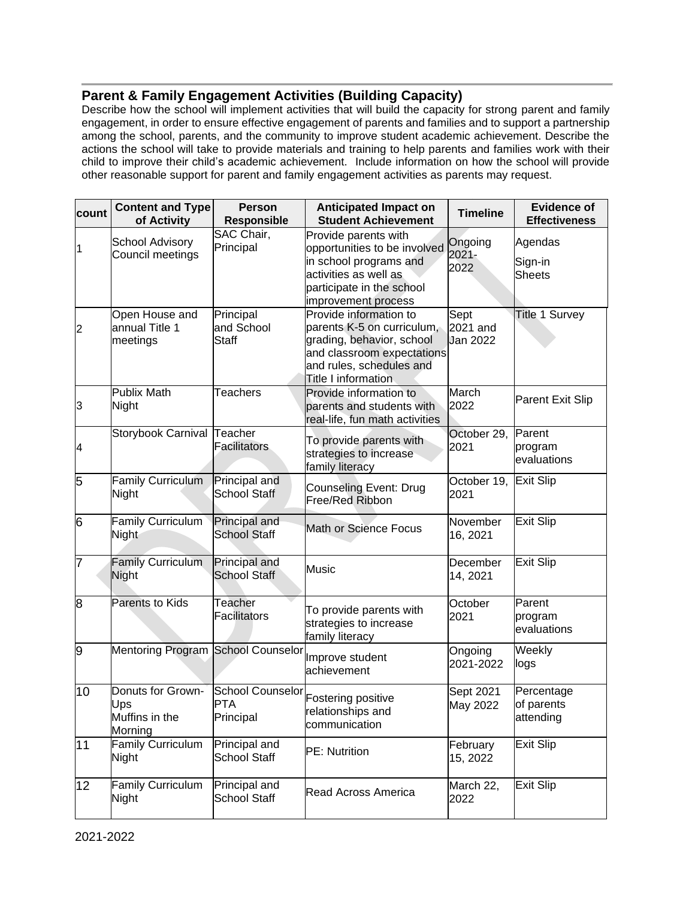## Parent & Family Engagement Activities (Building Capacity)

Describe how the school will implement activities that will build the capacity for strong parent and family engagement, in order to ensure effective engagement of parents and families and to support a partnership among the school, parents, and the community to improve student academic achievement. Describe the actions the school will take to provide materials and training to help parents and families work with their child to improve their child's academic achievement. Include information on how the school will provide other reasonable support for parent and family engagement activities as parents may request.

| count | Content and Type of Activity | Person Responsible | Anticipated Impact on Student Achievement | Timeline | Evidence of Effectiveness |
|---|---|---|---|---|---|
| 1 | School Advisory Council meetings | SAC Chair, Principal | Provide parents with opportunities to be involved in school programs and activities as well as participate in the school improvement process | Ongoing 2021-2022 | Agendas<br>Sign-in Sheets |
| 2 | Open House and annual Title 1 meetings | Principal and School Staff | Provide information to parents K-5 on curriculum, grading, behavior, school and classroom expectations and rules, schedules and Title I information | Sept 2021 and Jan 2022 | Title 1 Survey |
| 3 | Publix Math Night | Teachers | Provide information to parents and students with real-life, fun math activities | March 2022 | Parent Exit Slip |
| 4 | Storybook Carnival | Teacher Facilitators | To provide parents with strategies to increase family literacy | October 29, 2021 | Parent program evaluations |
| 5 | Family Curriculum Night | Principal and School Staff | Counseling Event: Drug Free/Red Ribbon | October 19, 2021 | Exit Slip |
| 6 | Family Curriculum Night | Principal and School Staff | Math or Science Focus | November 16, 2021 | Exit Slip |
| 7 | Family Curriculum Night | Principal and School Staff | Music | December 14, 2021 | Exit Slip |
| 8 | Parents to Kids | Teacher Facilitators | To provide parents with strategies to increase family literacy | October 2021 | Parent program evaluations |
| 9 | Mentoring Program | School Counselor | Improve student achievement | Ongoing 2021-2022 | Weekly logs |
| 10 | Donuts for Grown-Ups<br>Muffins in the Morning | School Counselor<br>PTA<br>Principal | Fostering positive relationships and communication | Sept 2021<br>May 2022 | Percentage of parents attending |
| 11 | Family Curriculum Night | Principal and School Staff | PE: Nutrition | February 15, 2022 | Exit Slip |
| 12 | Family Curriculum Night | Principal and School Staff | Read Across America | March 22, 2022 | Exit Slip |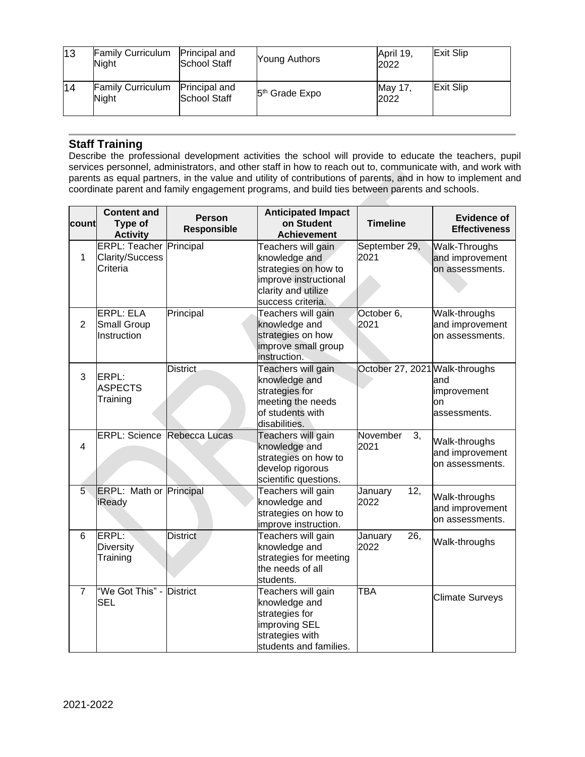| 13 | Family Curriculum Night | Principal and School Staff | Young Authors | April 19, 2022 | Exit Slip |
|---|---|---|---|---|---|
| 14 | Family Curriculum Night | Principal and School Staff | 5th Grade Expo | May 17, 2022 | Exit Slip |

## Staff Training

Describe the professional development activities the school will provide to educate the teachers, pupil services personnel, administrators, and other staff in how to reach out to, communicate with, and work with parents as equal partners, in the value and utility of contributions of parents, and in how to implement and coordinate parent and family engagement programs, and build ties between parents and schools.

| count | Content and Type of Activity | Person Responsible | Anticipated Impact on Student Achievement | Timeline | Evidence of Effectiveness |
|---|---|---|---|---|---|
| 1 | ERPL: Teacher Clarity/Success Criteria | Principal | Teachers will gain knowledge and strategies on how to improve instructional clarity and utilize success criteria. | September 29, 2021 | Walk-Throughs and improvement on assessments. |
| 2 | ERPL: ELA Small Group Instruction | Principal | Teachers will gain knowledge and strategies on how improve small group instruction. | October 6, 2021 | Walk-throughs and improvement on assessments. |
| 3 | ERPL: ASPECTS Training | District | Teachers will gain knowledge and strategies for meeting the needs of students with disabilities. | October 27, 2021 | Walk-throughs and improvement on assessments. |
| 4 | ERPL: Science | Rebecca Lucas | Teachers will gain knowledge and strategies on how to develop rigorous scientific questions. | November 3, 2021 | Walk-throughs and improvement on assessments. |
| 5 | ERPL: Math or iReady | Principal | Teachers will gain knowledge and strategies on how to improve instruction. | January 12, 2022 | Walk-throughs and improvement on assessments. |
| 6 | ERPL: Diversity Training | District | Teachers will gain knowledge and strategies for meeting the needs of all students. | January 26, 2022 | Walk-throughs |
| 7 | "We Got This" - SEL | District | Teachers will gain knowledge and strategies for improving SEL strategies with students and families. | TBA | Climate Surveys |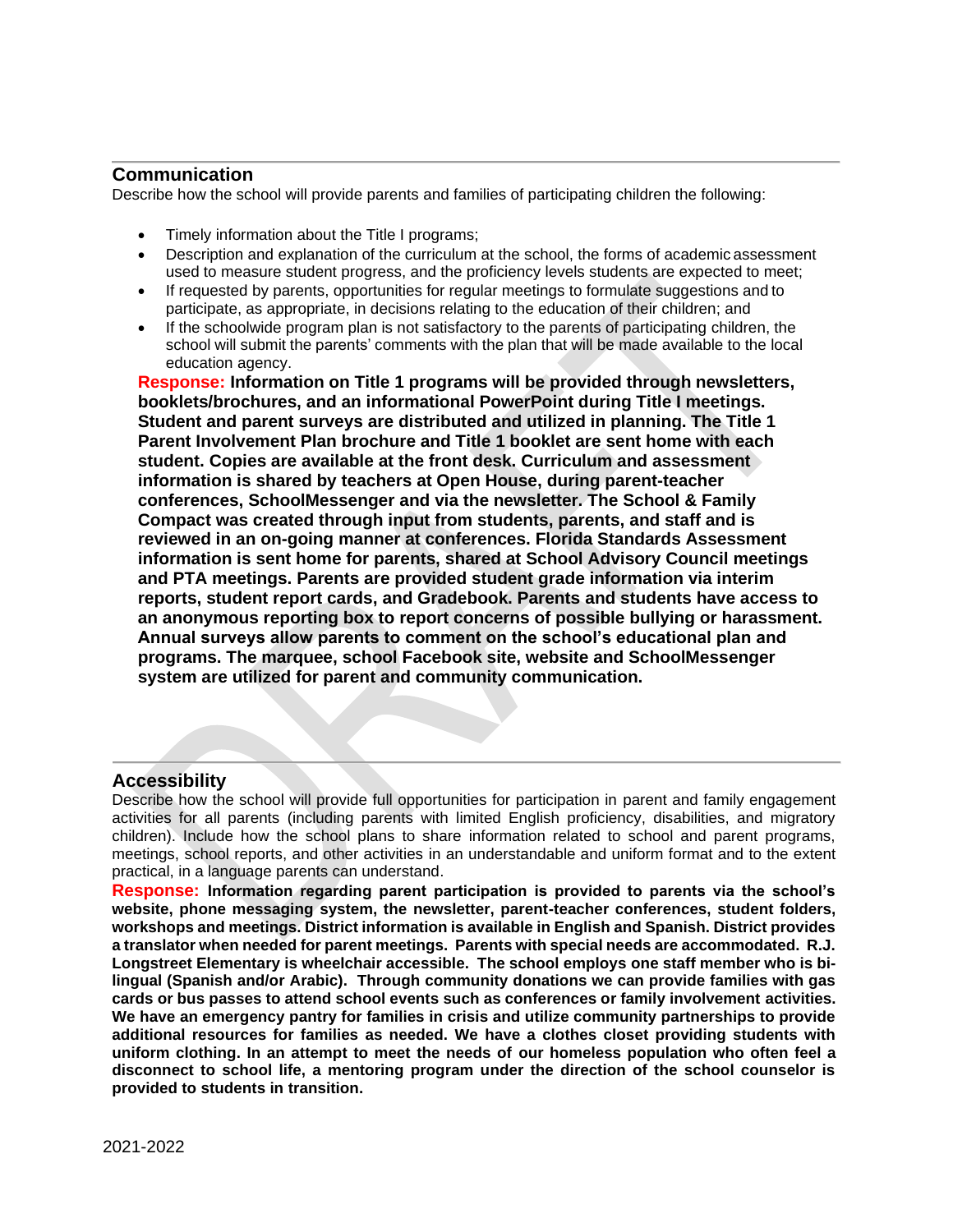## Communication

Describe how the school will provide parents and families of participating children the following:

- Timely information about the Title I programs;
- Description and explanation of the curriculum at the school, the forms of academic assessment used to measure student progress, and the proficiency levels students are expected to meet;
- If requested by parents, opportunities for regular meetings to formulate suggestions and to participate, as appropriate, in decisions relating to the education of their children; and
- If the schoolwide program plan is not satisfactory to the parents of participating children, the school will submit the parents' comments with the plan that will be made available to the local education agency.

**Response: Information on Title 1 programs will be provided through newsletters, booklets/brochures, and an informational PowerPoint during Title I meetings. Student and parent surveys are distributed and utilized in planning. The Title 1 Parent Involvement Plan brochure and Title 1 booklet are sent home with each student. Copies are available at the front desk. Curriculum and assessment information is shared by teachers at Open House, during parent-teacher conferences, SchoolMessenger and via the newsletter. The School & Family Compact was created through input from students, parents, and staff and is reviewed in an on-going manner at conferences. Florida Standards Assessment information is sent home for parents, shared at School Advisory Council meetings and PTA meetings. Parents are provided student grade information via interim reports, student report cards, and Gradebook. Parents and students have access to an anonymous reporting box to report concerns of possible bullying or harassment. Annual surveys allow parents to comment on the school's educational plan and programs. The marquee, school Facebook site, website and SchoolMessenger system are utilized for parent and community communication.**

## Accessibility

Describe how the school will provide full opportunities for participation in parent and family engagement activities for all parents (including parents with limited English proficiency, disabilities, and migratory children). Include how the school plans to share information related to school and parent programs, meetings, school reports, and other activities in an understandable and uniform format and to the extent practical, in a language parents can understand.

**Response: Information regarding parent participation is provided to parents via the school's website, phone messaging system, the newsletter, parent-teacher conferences, student folders, workshops and meetings. District information is available in English and Spanish. District provides a translator when needed for parent meetings. Parents with special needs are accommodated. R.J. Longstreet Elementary is wheelchair accessible. The school employs one staff member who is bi-lingual (Spanish and/or Arabic). Through community donations we can provide families with gas cards or bus passes to attend school events such as conferences or family involvement activities. We have an emergency pantry for families in crisis and utilize community partnerships to provide additional resources for families as needed. We have a clothes closet providing students with uniform clothing. In an attempt to meet the needs of our homeless population who often feel a disconnect to school life, a mentoring program under the direction of the school counselor is provided to students in transition.**

2021-2022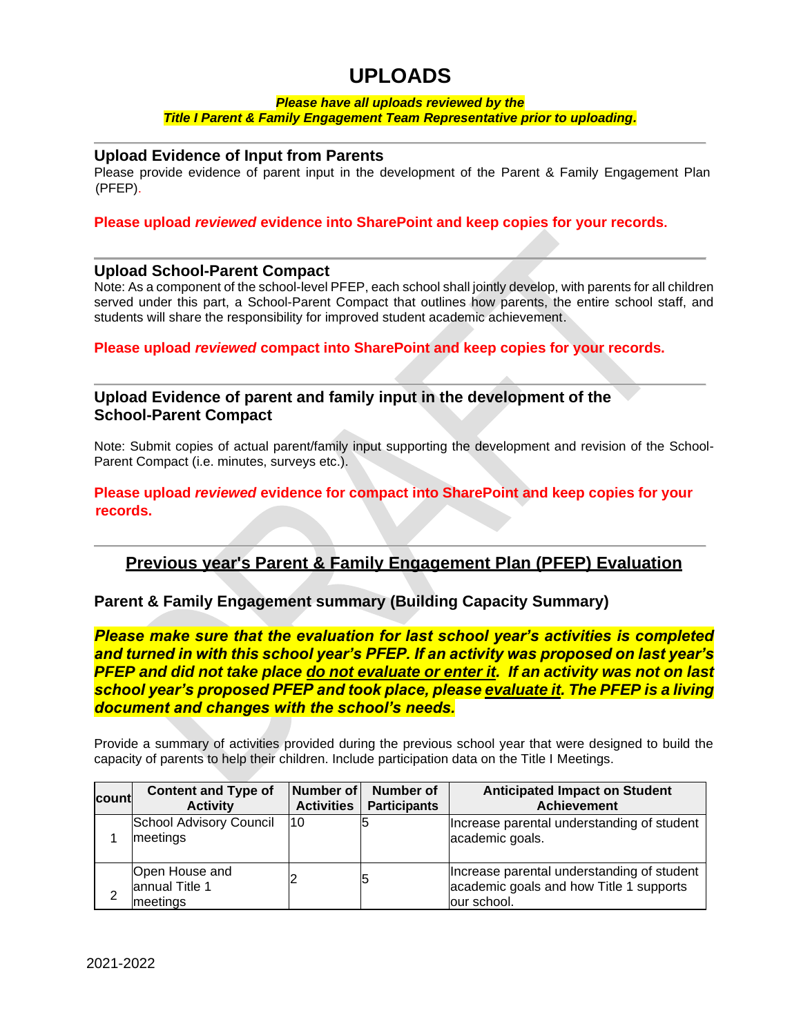# UPLOADS

***Please have all uploads reviewed by the Title I Parent & Family Engagement Team Representative prior to uploading.***

### Upload Evidence of Input from Parents

Please provide evidence of parent input in the development of the Parent & Family Engagement Plan (PFEP).

**Please upload *reviewed* evidence into SharePoint and keep copies for your records.**

### Upload School-Parent Compact

Note: As a component of the school-level PFEP, each school shall jointly develop, with parents for all children served under this part, a School-Parent Compact that outlines how parents, the entire school staff, and students will share the responsibility for improved student academic achievement.

**Please upload *reviewed* compact into SharePoint and keep copies for your records.**

### Upload Evidence of parent and family input in the development of the School-Parent Compact

Note: Submit copies of actual parent/family input supporting the development and revision of the School-Parent Compact (i.e. minutes, surveys etc.).

**Please upload *reviewed* evidence for compact into SharePoint and keep copies for your records.**

## Previous year's Parent & Family Engagement Plan (PFEP) Evaluation

### Parent & Family Engagement summary (Building Capacity Summary)

***Please make sure that the evaluation for last school year's activities is completed and turned in with this school year's PFEP. If an activity was proposed on last year's PFEP and did not take place do not evaluate or enter it. If an activity was not on last school year's proposed PFEP and took place, please evaluate it. The PFEP is a living document and changes with the school's needs.***

Provide a summary of activities provided during the previous school year that were designed to build the capacity of parents to help their children. Include participation data on the Title I Meetings.

| count | Content and Type of Activity | Number of Activities | Number of Participants | Anticipated Impact on Student Achievement |
|---|---|---|---|---|
| 1 | School Advisory Council meetings | 10 | 5 | Increase parental understanding of student academic goals. |
| 2 | Open House and annual Title 1 meetings | 2 | 5 | Increase parental understanding of student academic goals and how Title 1 supports our school. |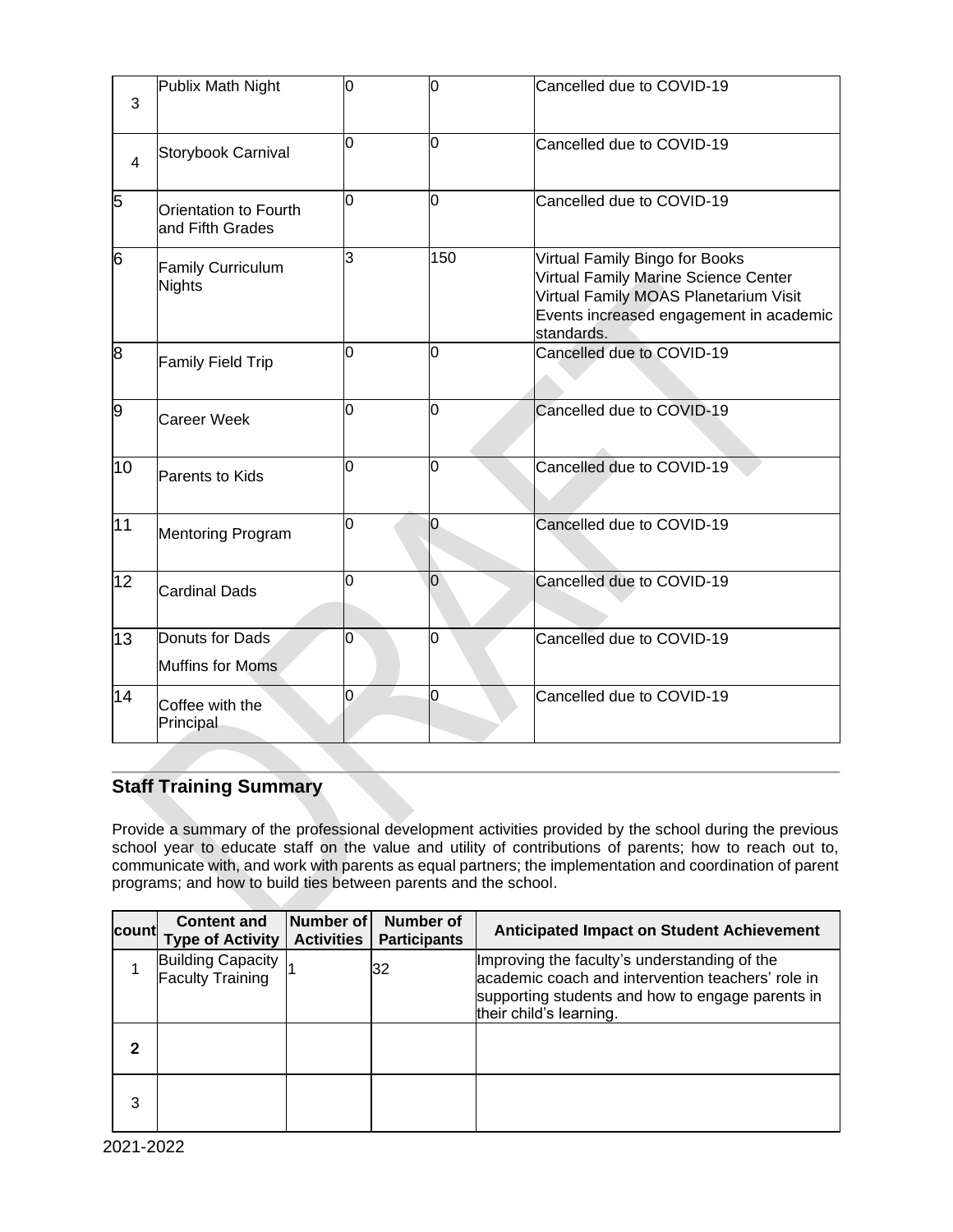| 3 | Publix Math Night | 0 | 0 | Cancelled due to COVID-19 |
|---|---|---|---|---|
| 4 | Storybook Carnival | 0 | 0 | Cancelled due to COVID-19 |
| 5 | Orientation to Fourth and Fifth Grades | 0 | 0 | Cancelled due to COVID-19 |
| 6 | Family Curriculum Nights | 3 | 150 | Virtual Family Bingo for Books<br>Virtual Family Marine Science Center<br>Virtual Family MOAS Planetarium Visit<br>Events increased engagement in academic standards. |
| 8 | Family Field Trip | 0 | 0 | Cancelled due to COVID-19 |
| 9 | Career Week | 0 | 0 | Cancelled due to COVID-19 |
| 10 | Parents to Kids | 0 | 0 | Cancelled due to COVID-19 |
| 11 | Mentoring Program | 0 | 0 | Cancelled due to COVID-19 |
| 12 | Cardinal Dads | 0 | 0 | Cancelled due to COVID-19 |
| 13 | Donuts for Dads<br>Muffins for Moms | 0 | 0 | Cancelled due to COVID-19 |
| 14 | Coffee with the Principal | 0 | 0 | Cancelled due to COVID-19 |

## Staff Training Summary

Provide a summary of the professional development activities provided by the school during the previous school year to educate staff on the value and utility of contributions of parents; how to reach out to, communicate with, and work with parents as equal partners; the implementation and coordination of parent programs; and how to build ties between parents and the school.

| count | Content and Type of Activity | Number of Activities | Number of Participants | Anticipated Impact on Student Achievement |
|---|---|---|---|---|
| 1 | Building Capacity Faculty Training | 1 | 32 | Improving the faculty's understanding of the academic coach and intervention teachers' role in supporting students and how to engage parents in their child's learning. |
| **2** | | | | |
| 3 | | | | |

2021-2022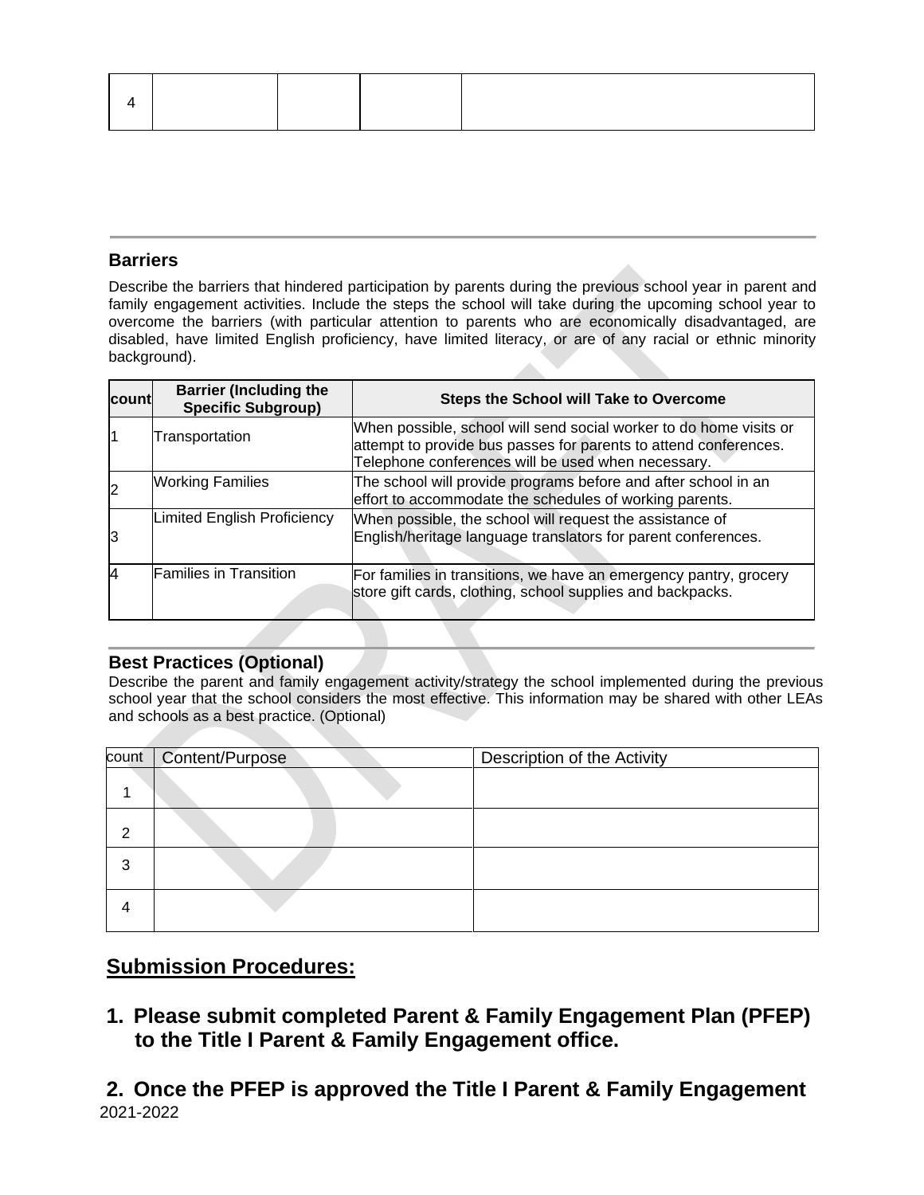| 4 | | | | |
|---|---|---|---|---|

## Barriers

Describe the barriers that hindered participation by parents during the previous school year in parent and family engagement activities. Include the steps the school will take during the upcoming school year to overcome the barriers (with particular attention to parents who are economically disadvantaged, are disabled, have limited English proficiency, have limited literacy, or are of any racial or ethnic minority background).

| count | Barrier (Including the Specific Subgroup) | Steps the School will Take to Overcome |
|---|---|---|
| 1 | Transportation | When possible, school will send social worker to do home visits or attempt to provide bus passes for parents to attend conferences. Telephone conferences will be used when necessary. |
| 2 | Working Families | The school will provide programs before and after school in an effort to accommodate the schedules of working parents. |
| 3 | Limited English Proficiency | When possible, the school will request the assistance of English/heritage language translators for parent conferences. |
| 4 | Families in Transition | For families in transitions, we have an emergency pantry, grocery store gift cards, clothing, school supplies and backpacks. |

## Best Practices (Optional)

Describe the parent and family engagement activity/strategy the school implemented during the previous school year that the school considers the most effective. This information may be shared with other LEAs and schools as a best practice. (Optional)

| count | Content/Purpose | Description of the Activity |
|---|---|---|
| 1 | | |
| 2 | | |
| 3 | | |
| 4 | | |

## Submission Procedures:

1. **Please submit completed Parent & Family Engagement Plan (PFEP) to the Title I Parent & Family Engagement office.**

2. **Once the PFEP is approved the Title I Parent & Family Engagement**

2021-2022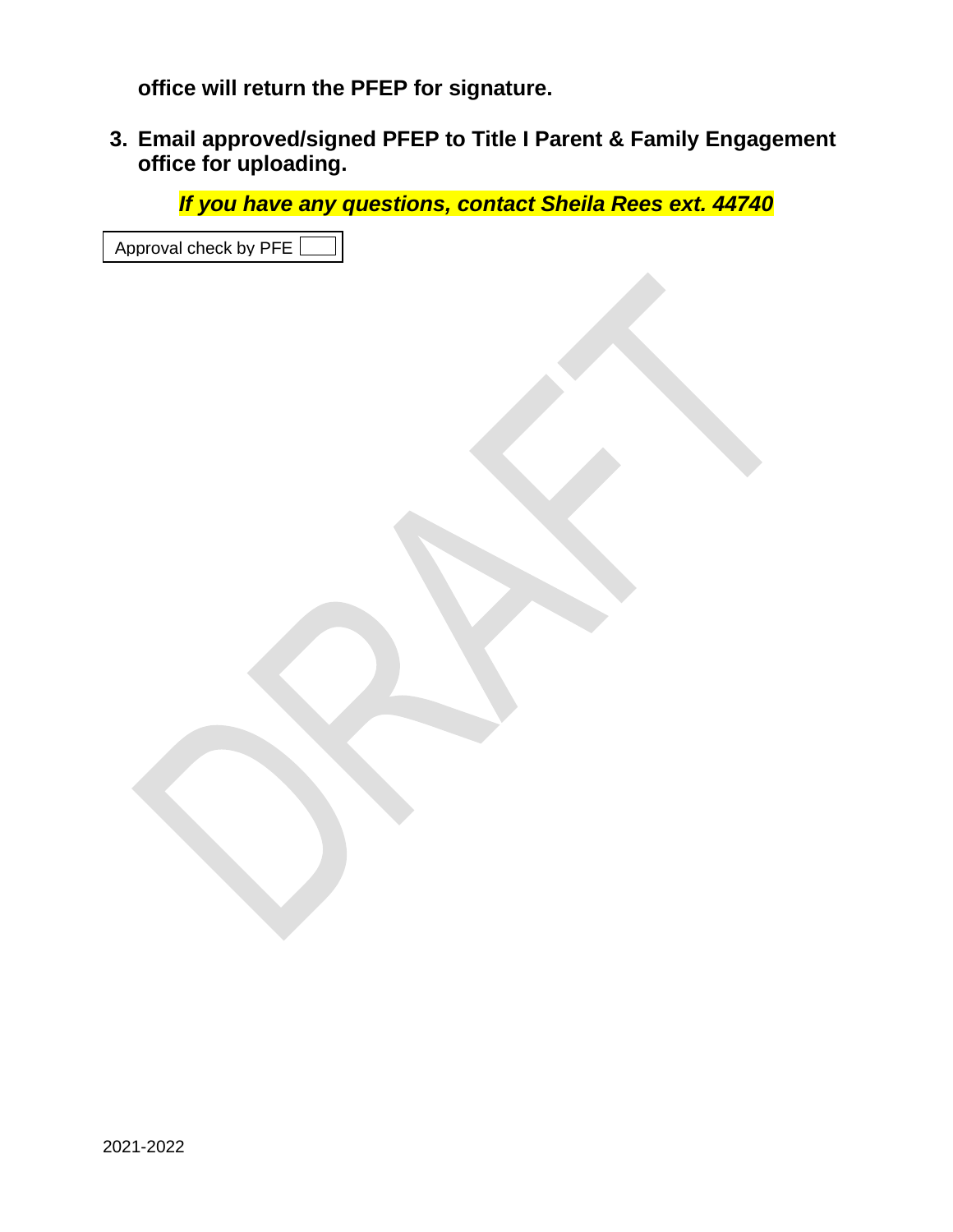**office will return the PFEP for signature.**

3. **Email approved/signed PFEP to Title I Parent & Family Engagement office for uploading.**

***If you have any questions, contact Sheila Rees ext. 44740***

Approval check by PFE ☐

2021-2022